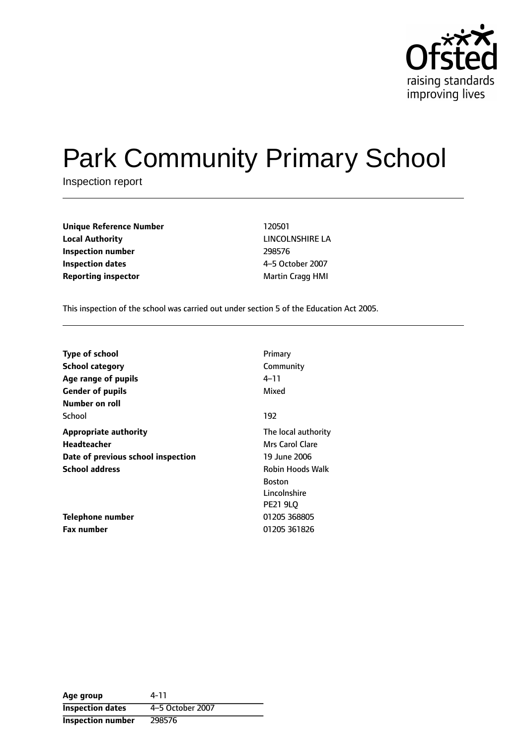Ofsted
raising standards
improving lives

# Park Community Primary School

Inspection report

| | |
|---|---|
| **Unique Reference Number** | 120501 |
| **Local Authority** | LINCOLNSHIRE LA |
| **Inspection number** | 298576 |
| **Inspection dates** | 4–5 October 2007 |
| **Reporting inspector** | Martin Cragg HMI |

This inspection of the school was carried out under section 5 of the Education Act 2005.

| | |
|---|---|
| **Type of school** | Primary |
| **School category** | Community |
| **Age range of pupils** | 4–11 |
| **Gender of pupils** | Mixed |
| **Number on roll** | |
| School | 192 |
| **Appropriate authority** | The local authority |
| **Headteacher** | Mrs Carol Clare |
| **Date of previous school inspection** | 19 June 2006 |
| **School address** | Robin Hoods Walk<br>Boston<br>Lincolnshire<br>PE21 9LQ |
| **Telephone number** | 01205 368805 |
| **Fax number** | 01205 361826 |

| | |
|---|---|
| **Age group** | 4-11 |
| **Inspection dates** | 4–5 October 2007 |
| **Inspection number** | 298576 |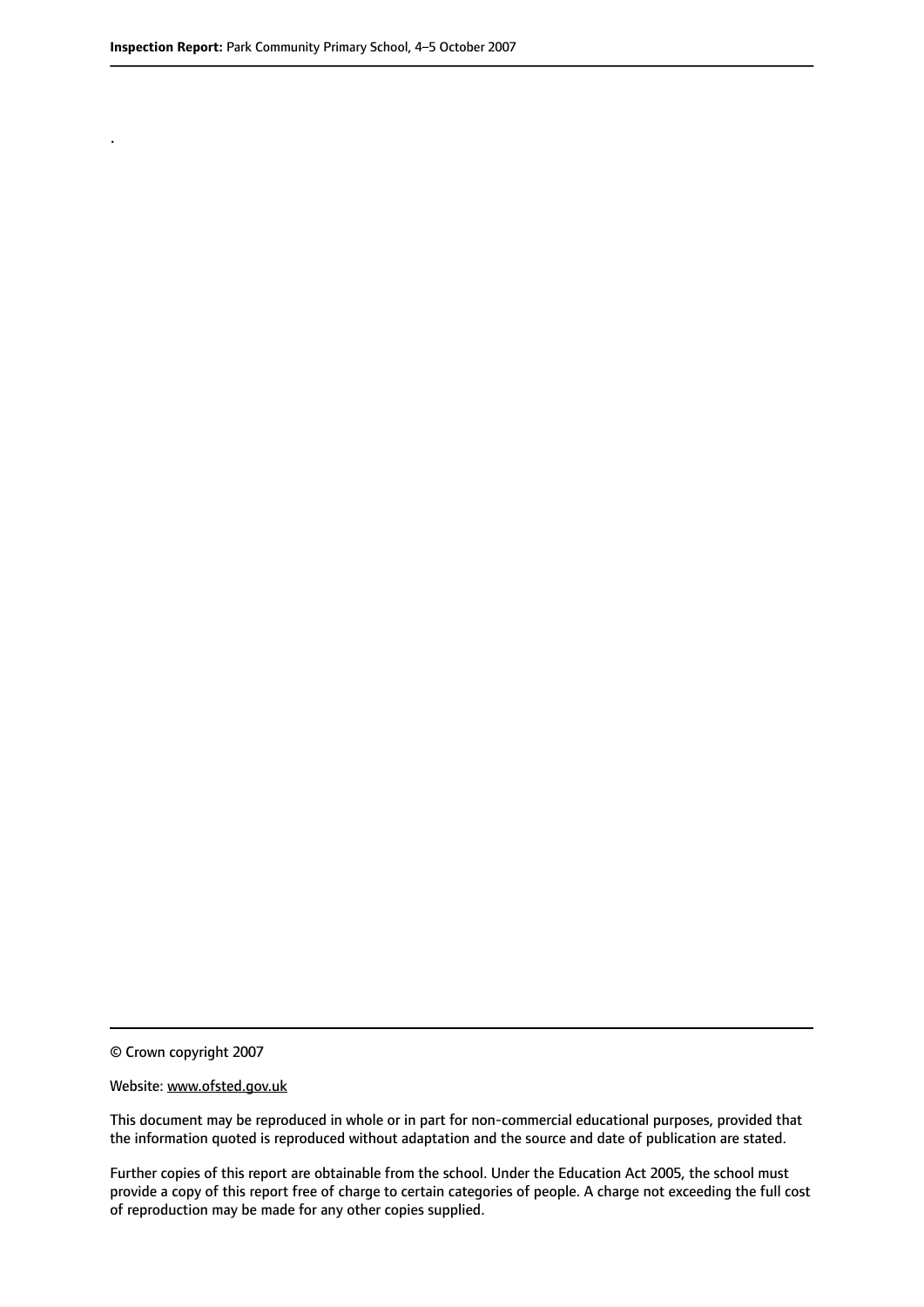.

© Crown copyright 2007

Website: www.ofsted.gov.uk

This document may be reproduced in whole or in part for non-commercial educational purposes, provided that the information quoted is reproduced without adaptation and the source and date of publication are stated.

Further copies of this report are obtainable from the school. Under the Education Act 2005, the school must provide a copy of this report free of charge to certain categories of people. A charge not exceeding the full cost of reproduction may be made for any other copies supplied.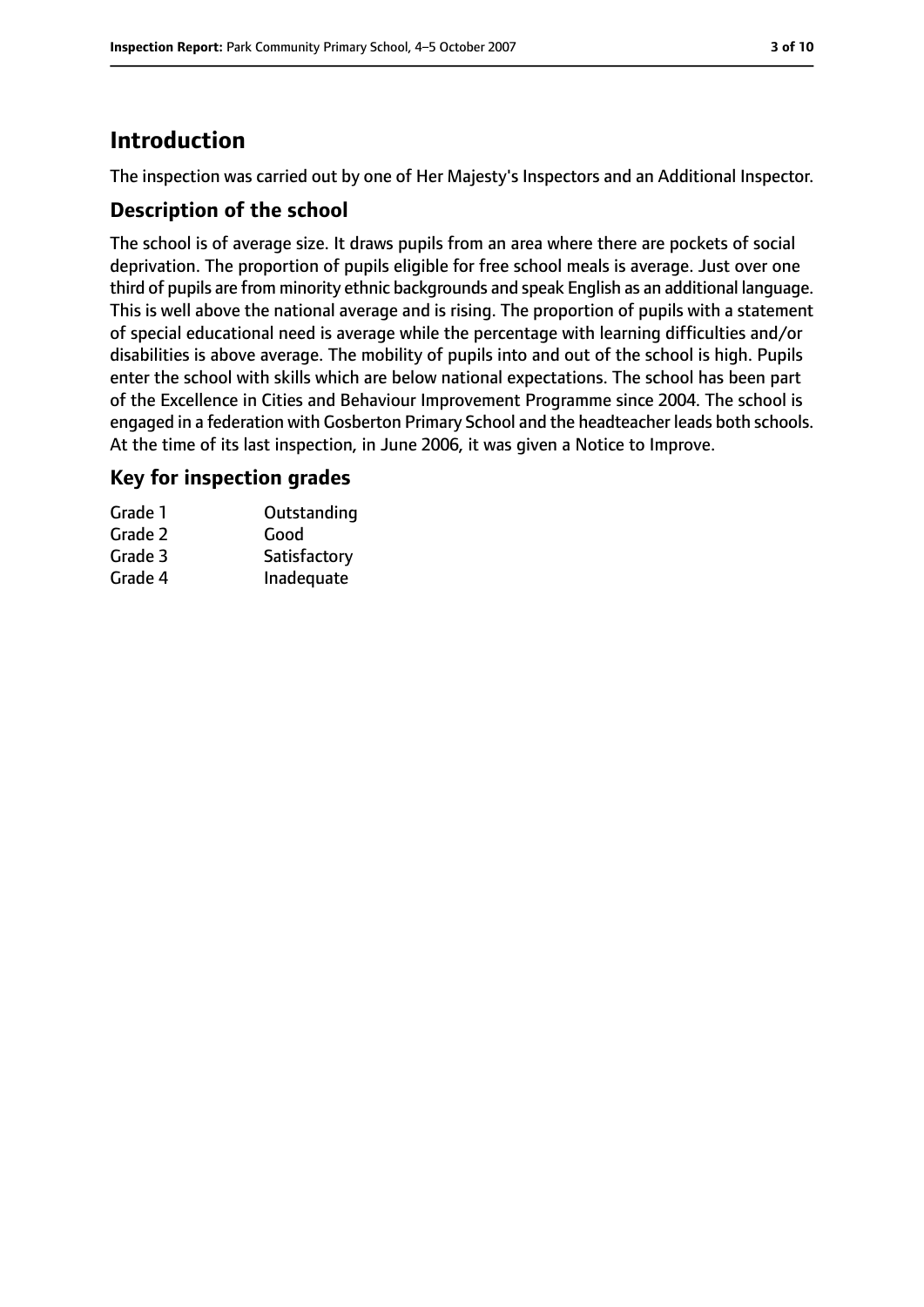# Introduction

The inspection was carried out by one of Her Majesty's Inspectors and an Additional Inspector.

## Description of the school

The school is of average size. It draws pupils from an area where there are pockets of social deprivation. The proportion of pupils eligible for free school meals is average. Just over one third of pupils are from minority ethnic backgrounds and speak English as an additional language. This is well above the national average and is rising. The proportion of pupils with a statement of special educational need is average while the percentage with learning difficulties and/or disabilities is above average. The mobility of pupils into and out of the school is high. Pupils enter the school with skills which are below national expectations. The school has been part of the Excellence in Cities and Behaviour Improvement Programme since 2004. The school is engaged in a federation with Gosberton Primary School and the headteacher leads both schools. At the time of its last inspection, in June 2006, it was given a Notice to Improve.

## Key for inspection grades

| | |
|---|---|
| Grade 1 | Outstanding |
| Grade 2 | Good |
| Grade 3 | Satisfactory |
| Grade 4 | Inadequate |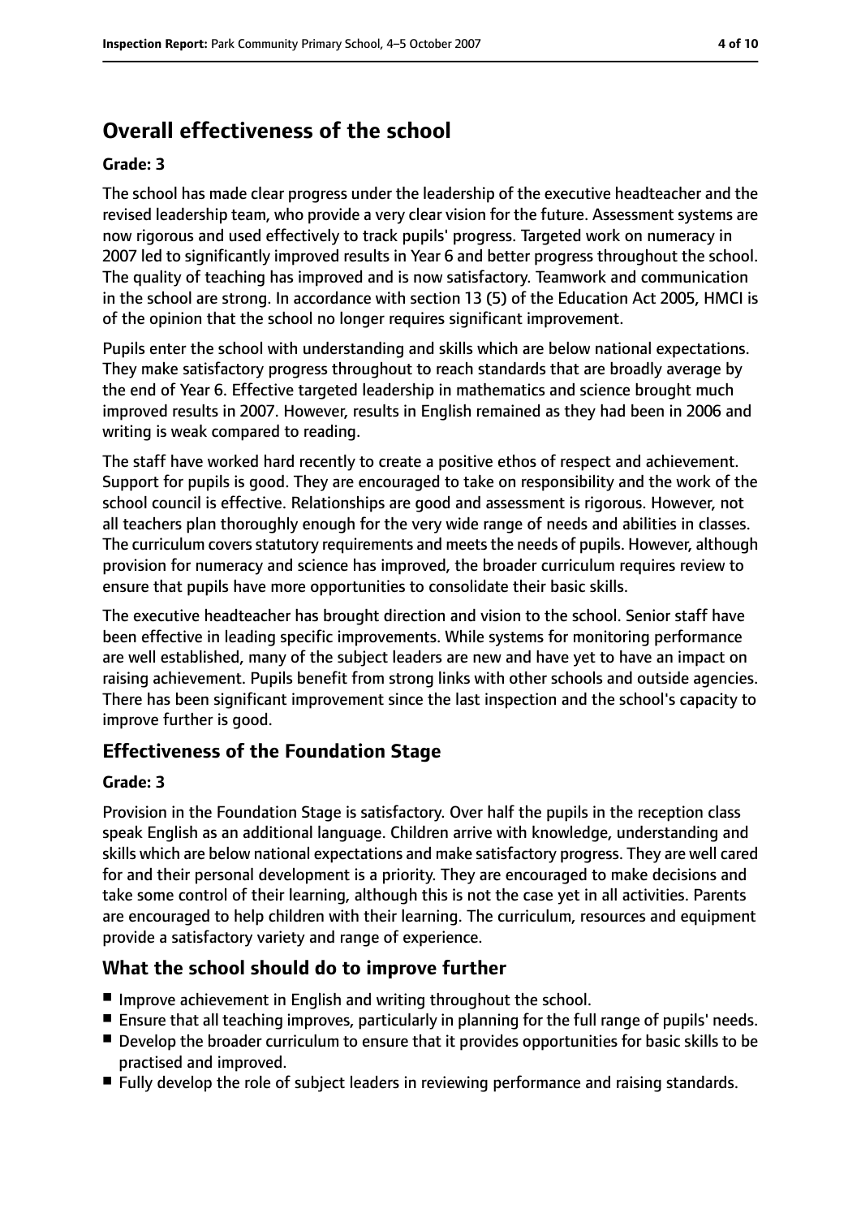## Overall effectiveness of the school

**Grade: 3**

The school has made clear progress under the leadership of the executive headteacher and the revised leadership team, who provide a very clear vision for the future. Assessment systems are now rigorous and used effectively to track pupils' progress. Targeted work on numeracy in 2007 led to significantly improved results in Year 6 and better progress throughout the school. The quality of teaching has improved and is now satisfactory. Teamwork and communication in the school are strong. In accordance with section 13 (5) of the Education Act 2005, HMCI is of the opinion that the school no longer requires significant improvement.

Pupils enter the school with understanding and skills which are below national expectations. They make satisfactory progress throughout to reach standards that are broadly average by the end of Year 6. Effective targeted leadership in mathematics and science brought much improved results in 2007. However, results in English remained as they had been in 2006 and writing is weak compared to reading.

The staff have worked hard recently to create a positive ethos of respect and achievement. Support for pupils is good. They are encouraged to take on responsibility and the work of the school council is effective. Relationships are good and assessment is rigorous. However, not all teachers plan thoroughly enough for the very wide range of needs and abilities in classes. The curriculum covers statutory requirements and meets the needs of pupils. However, although provision for numeracy and science has improved, the broader curriculum requires review to ensure that pupils have more opportunities to consolidate their basic skills.

The executive headteacher has brought direction and vision to the school. Senior staff have been effective in leading specific improvements. While systems for monitoring performance are well established, many of the subject leaders are new and have yet to have an impact on raising achievement. Pupils benefit from strong links with other schools and outside agencies. There has been significant improvement since the last inspection and the school's capacity to improve further is good.

### Effectiveness of the Foundation Stage

**Grade: 3**

Provision in the Foundation Stage is satisfactory. Over half the pupils in the reception class speak English as an additional language. Children arrive with knowledge, understanding and skills which are below national expectations and make satisfactory progress. They are well cared for and their personal development is a priority. They are encouraged to make decisions and take some control of their learning, although this is not the case yet in all activities. Parents are encouraged to help children with their learning. The curriculum, resources and equipment provide a satisfactory variety and range of experience.

### What the school should do to improve further

- Improve achievement in English and writing throughout the school.
- Ensure that all teaching improves, particularly in planning for the full range of pupils' needs.
- Develop the broader curriculum to ensure that it provides opportunities for basic skills to be practised and improved.
- Fully develop the role of subject leaders in reviewing performance and raising standards.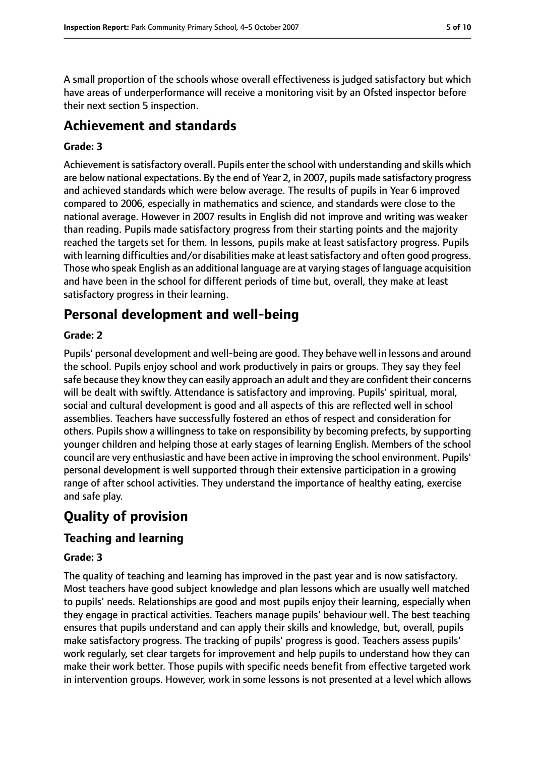A small proportion of the schools whose overall effectiveness is judged satisfactory but which have areas of underperformance will receive a monitoring visit by an Ofsted inspector before their next section 5 inspection.

## Achievement and standards

**Grade: 3**

Achievement is satisfactory overall. Pupils enter the school with understanding and skills which are below national expectations. By the end of Year 2, in 2007, pupils made satisfactory progress and achieved standards which were below average. The results of pupils in Year 6 improved compared to 2006, especially in mathematics and science, and standards were close to the national average. However in 2007 results in English did not improve and writing was weaker than reading. Pupils made satisfactory progress from their starting points and the majority reached the targets set for them. In lessons, pupils make at least satisfactory progress. Pupils with learning difficulties and/or disabilities make at least satisfactory and often good progress. Those who speak English as an additional language are at varying stages of language acquisition and have been in the school for different periods of time but, overall, they make at least satisfactory progress in their learning.

## Personal development and well-being

**Grade: 2**

Pupils' personal development and well-being are good. They behave well in lessons and around the school. Pupils enjoy school and work productively in pairs or groups. They say they feel safe because they know they can easily approach an adult and they are confident their concerns will be dealt with swiftly. Attendance is satisfactory and improving. Pupils' spiritual, moral, social and cultural development is good and all aspects of this are reflected well in school assemblies. Teachers have successfully fostered an ethos of respect and consideration for others. Pupils show a willingness to take on responsibility by becoming prefects, by supporting younger children and helping those at early stages of learning English. Members of the school council are very enthusiastic and have been active in improving the school environment. Pupils' personal development is well supported through their extensive participation in a growing range of after school activities. They understand the importance of healthy eating, exercise and safe play.

## Quality of provision

### Teaching and learning

**Grade: 3**

The quality of teaching and learning has improved in the past year and is now satisfactory. Most teachers have good subject knowledge and plan lessons which are usually well matched to pupils' needs. Relationships are good and most pupils enjoy their learning, especially when they engage in practical activities. Teachers manage pupils' behaviour well. The best teaching ensures that pupils understand and can apply their skills and knowledge, but, overall, pupils make satisfactory progress. The tracking of pupils' progress is good. Teachers assess pupils' work regularly, set clear targets for improvement and help pupils to understand how they can make their work better. Those pupils with specific needs benefit from effective targeted work in intervention groups. However, work in some lessons is not presented at a level which allows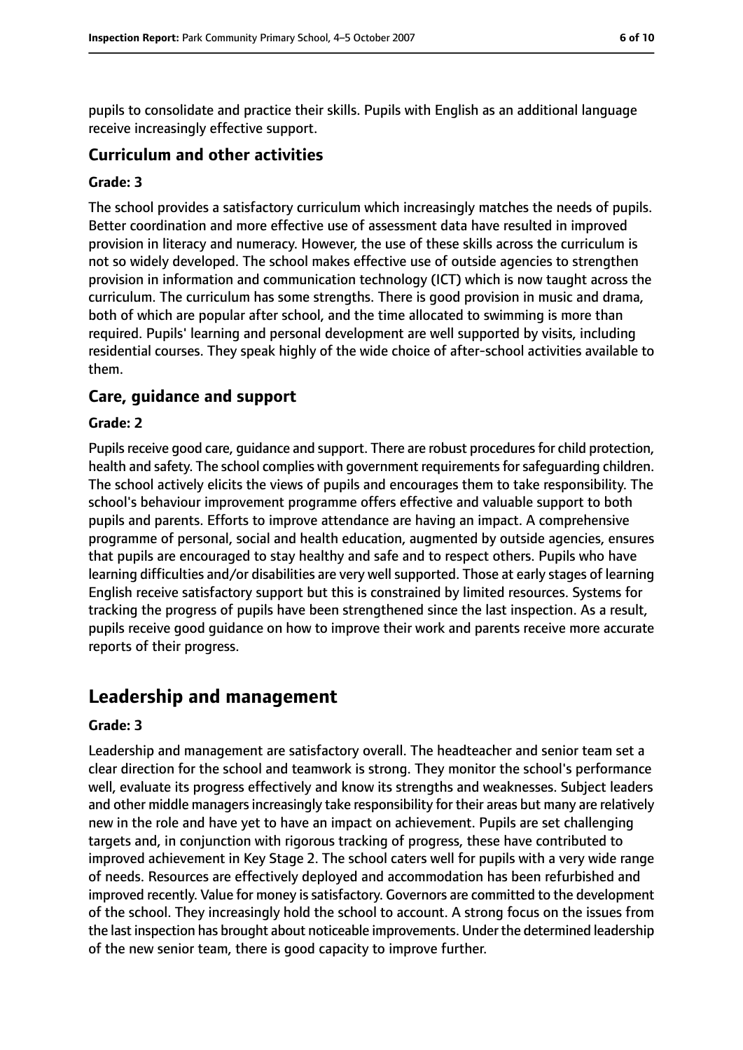pupils to consolidate and practice their skills. Pupils with English as an additional language receive increasingly effective support.

### Curriculum and other activities

#### Grade: 3

The school provides a satisfactory curriculum which increasingly matches the needs of pupils. Better coordination and more effective use of assessment data have resulted in improved provision in literacy and numeracy. However, the use of these skills across the curriculum is not so widely developed. The school makes effective use of outside agencies to strengthen provision in information and communication technology (ICT) which is now taught across the curriculum. The curriculum has some strengths. There is good provision in music and drama, both of which are popular after school, and the time allocated to swimming is more than required. Pupils' learning and personal development are well supported by visits, including residential courses. They speak highly of the wide choice of after-school activities available to them.

### Care, guidance and support

#### Grade: 2

Pupils receive good care, guidance and support. There are robust procedures for child protection, health and safety. The school complies with government requirements for safeguarding children. The school actively elicits the views of pupils and encourages them to take responsibility. The school's behaviour improvement programme offers effective and valuable support to both pupils and parents. Efforts to improve attendance are having an impact. A comprehensive programme of personal, social and health education, augmented by outside agencies, ensures that pupils are encouraged to stay healthy and safe and to respect others. Pupils who have learning difficulties and/or disabilities are very well supported. Those at early stages of learning English receive satisfactory support but this is constrained by limited resources. Systems for tracking the progress of pupils have been strengthened since the last inspection. As a result, pupils receive good guidance on how to improve their work and parents receive more accurate reports of their progress.

## Leadership and management

#### Grade: 3

Leadership and management are satisfactory overall. The headteacher and senior team set a clear direction for the school and teamwork is strong. They monitor the school's performance well, evaluate its progress effectively and know its strengths and weaknesses. Subject leaders and other middle managers increasingly take responsibility for their areas but many are relatively new in the role and have yet to have an impact on achievement. Pupils are set challenging targets and, in conjunction with rigorous tracking of progress, these have contributed to improved achievement in Key Stage 2. The school caters well for pupils with a very wide range of needs. Resources are effectively deployed and accommodation has been refurbished and improved recently. Value for money is satisfactory. Governors are committed to the development of the school. They increasingly hold the school to account. A strong focus on the issues from the last inspection has brought about noticeable improvements. Under the determined leadership of the new senior team, there is good capacity to improve further.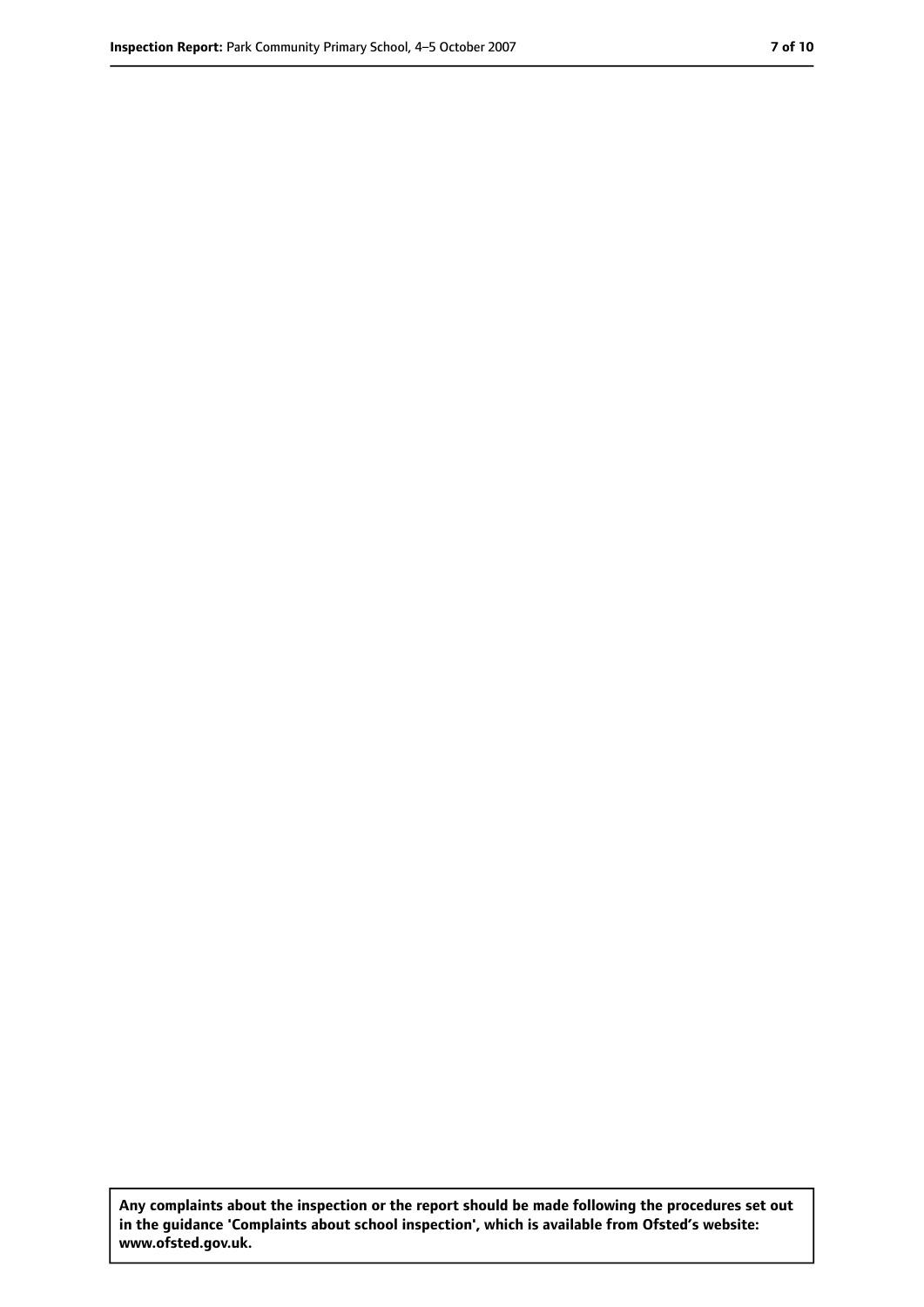**Any complaints about the inspection or the report should be made following the procedures set out in the guidance 'Complaints about school inspection', which is available from Ofsted's website: www.ofsted.gov.uk.**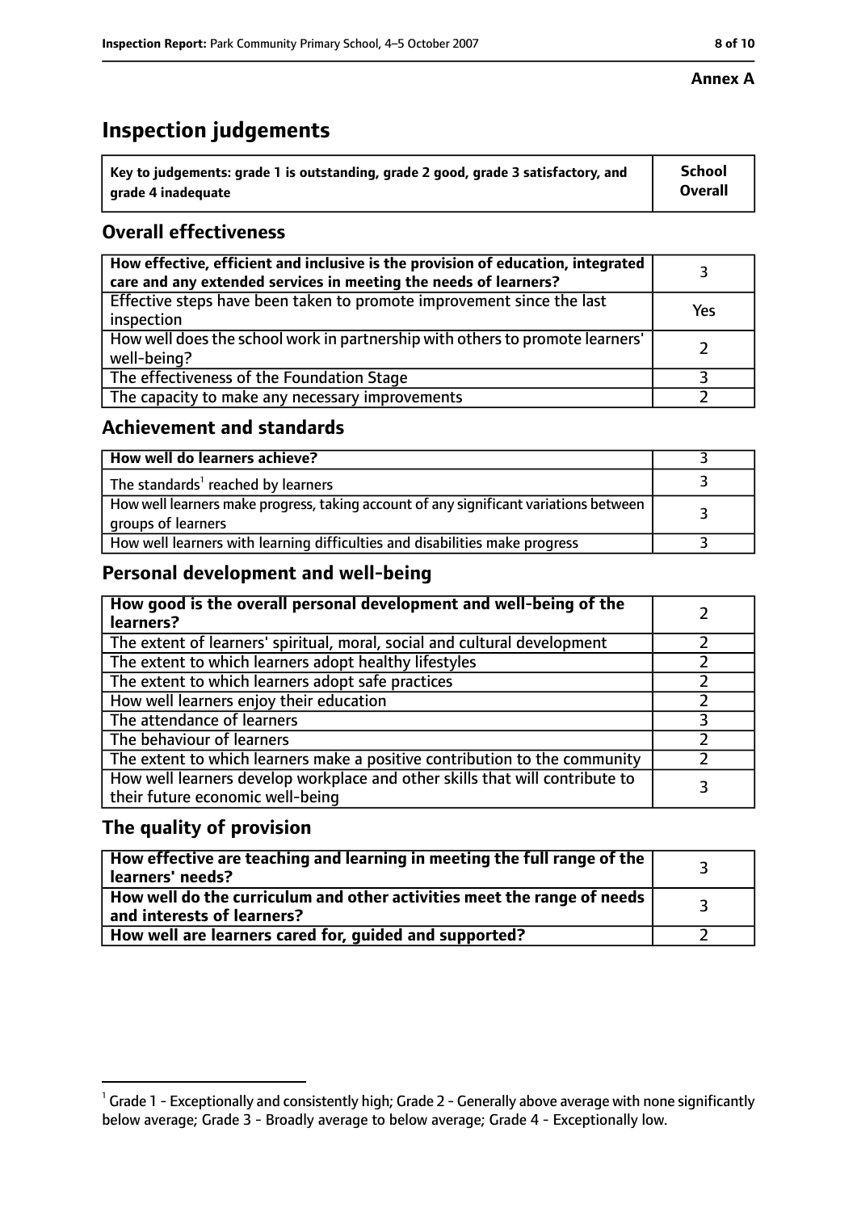**Annex A**

# Inspection judgements

| Key to judgements: grade 1 is outstanding, grade 2 good, grade 3 satisfactory, and grade 4 inadequate | School Overall |
|---|---|

## Overall effectiveness

| | |
|---|---|
| How effective, efficient and inclusive is the provision of education, integrated care and any extended services in meeting the needs of learners? | 3 |
| Effective steps have been taken to promote improvement since the last inspection | Yes |
| How well does the school work in partnership with others to promote learners' well-being? | 2 |
| The effectiveness of the Foundation Stage | 3 |
| The capacity to make any necessary improvements | 2 |

## Achievement and standards

| | |
|---|---|
| How well do learners achieve? | 3 |
| The standards[1] reached by learners | 3 |
| How well learners make progress, taking account of any significant variations between groups of learners | 3 |
| How well learners with learning difficulties and disabilities make progress | 3 |

## Personal development and well-being

| | |
|---|---|
| How good is the overall personal development and well-being of the learners? | 2 |
| The extent of learners' spiritual, moral, social and cultural development | 2 |
| The extent to which learners adopt healthy lifestyles | 2 |
| The extent to which learners adopt safe practices | 2 |
| How well learners enjoy their education | 2 |
| The attendance of learners | 3 |
| The behaviour of learners | 2 |
| The extent to which learners make a positive contribution to the community | 2 |
| How well learners develop workplace and other skills that will contribute to their future economic well-being | 3 |

## The quality of provision

| | |
|---|---|
| How effective are teaching and learning in meeting the full range of the learners' needs? | 3 |
| How well do the curriculum and other activities meet the range of needs and interests of learners? | 3 |
| How well are learners cared for, guided and supported? | 2 |

[1] Grade 1 - Exceptionally and consistently high; Grade 2 - Generally above average with none significantly below average; Grade 3 - Broadly average to below average; Grade 4 - Exceptionally low.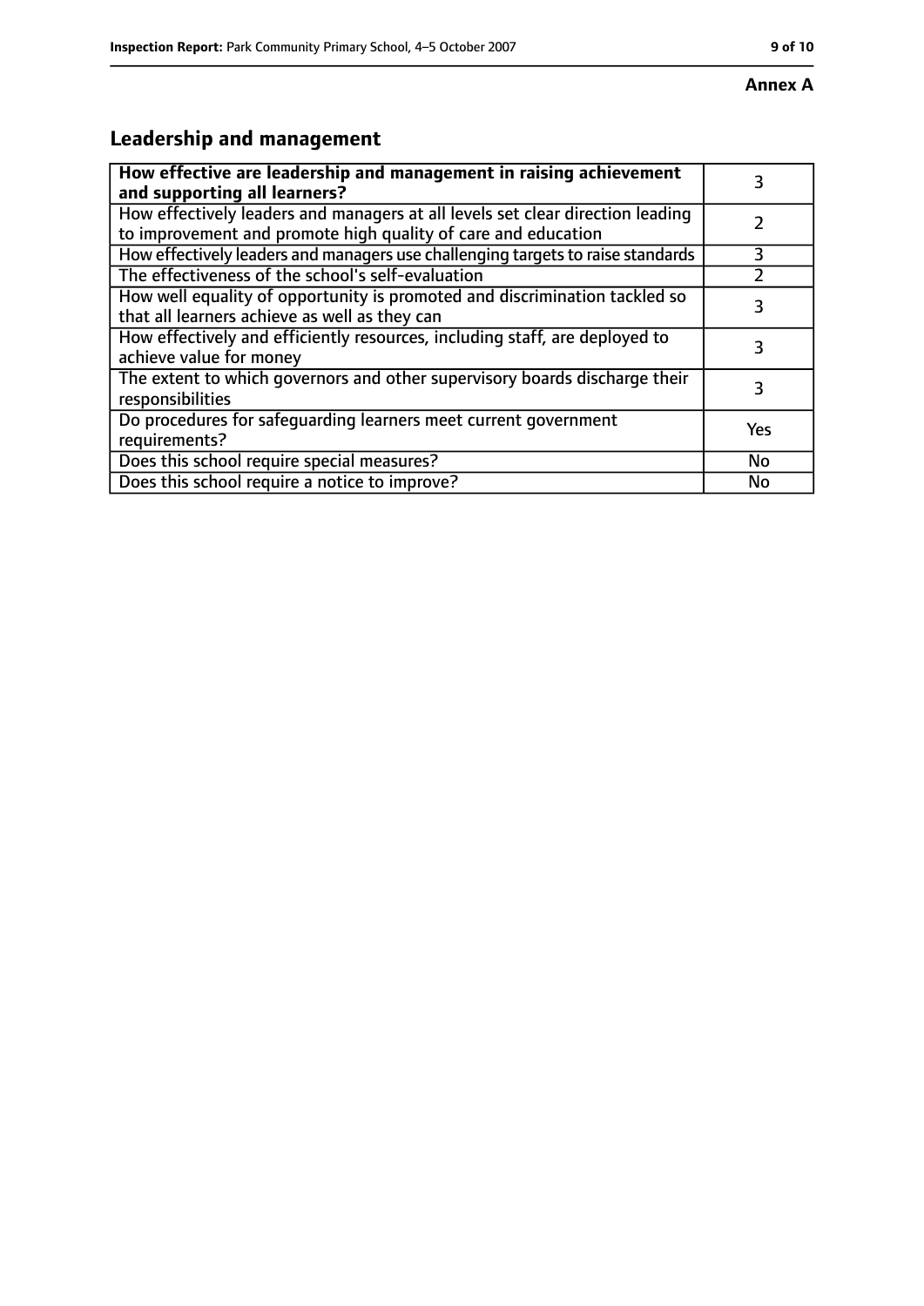**Annex A**

## Leadership and management

| **How effective are leadership and management in raising achievement and supporting all learners?** | 3 |
| --- | --- |
| How effectively leaders and managers at all levels set clear direction leading to improvement and promote high quality of care and education | 2 |
| How effectively leaders and managers use challenging targets to raise standards | 3 |
| The effectiveness of the school's self-evaluation | 2 |
| How well equality of opportunity is promoted and discrimination tackled so that all learners achieve as well as they can | 3 |
| How effectively and efficiently resources, including staff, are deployed to achieve value for money | 3 |
| The extent to which governors and other supervisory boards discharge their responsibilities | 3 |
| Do procedures for safeguarding learners meet current government requirements? | Yes |
| Does this school require special measures? | No |
| Does this school require a notice to improve? | No |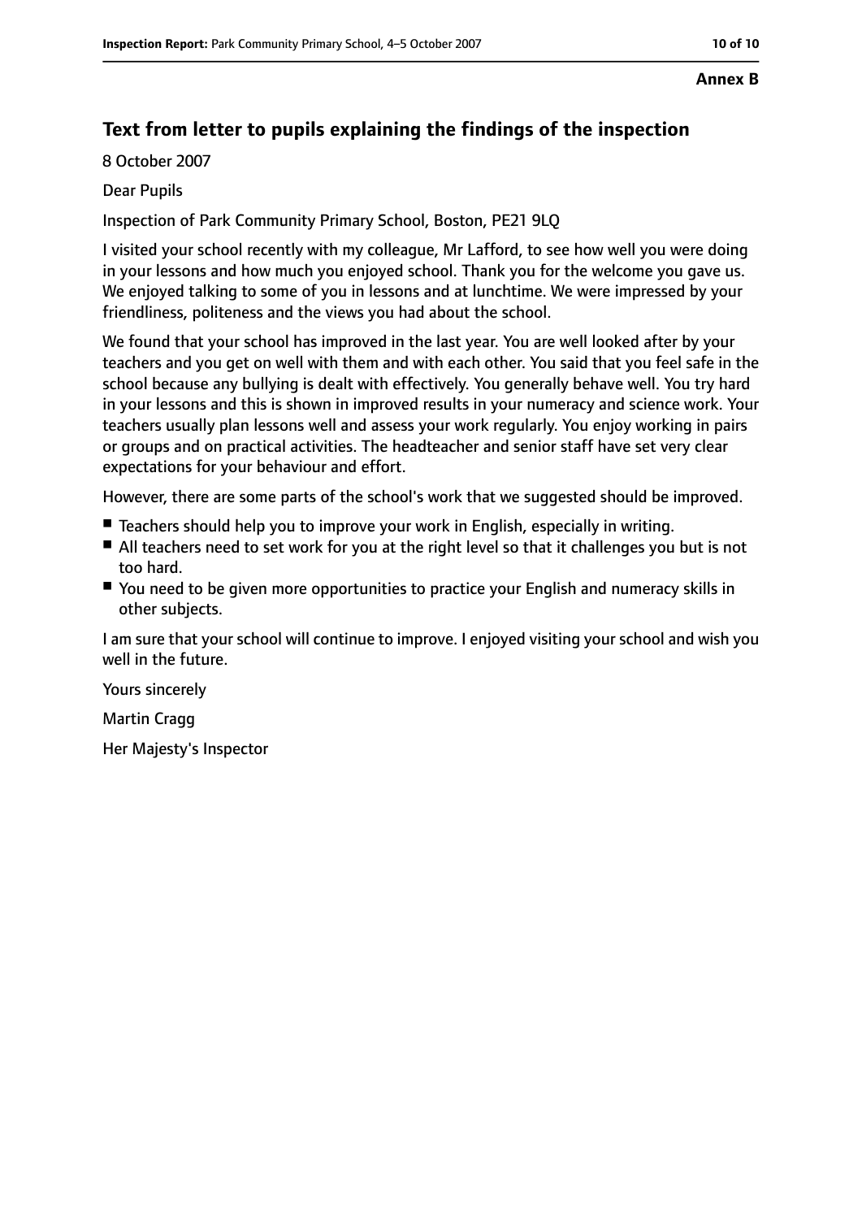Annex B

## Text from letter to pupils explaining the findings of the inspection

8 October 2007

Dear Pupils

Inspection of Park Community Primary School, Boston, PE21 9LQ

I visited your school recently with my colleague, Mr Lafford, to see how well you were doing in your lessons and how much you enjoyed school. Thank you for the welcome you gave us. We enjoyed talking to some of you in lessons and at lunchtime. We were impressed by your friendliness, politeness and the views you had about the school.

We found that your school has improved in the last year. You are well looked after by your teachers and you get on well with them and with each other. You said that you feel safe in the school because any bullying is dealt with effectively. You generally behave well. You try hard in your lessons and this is shown in improved results in your numeracy and science work. Your teachers usually plan lessons well and assess your work regularly. You enjoy working in pairs or groups and on practical activities. The headteacher and senior staff have set very clear expectations for your behaviour and effort.

However, there are some parts of the school's work that we suggested should be improved.

- Teachers should help you to improve your work in English, especially in writing.
- All teachers need to set work for you at the right level so that it challenges you but is not too hard.
- You need to be given more opportunities to practice your English and numeracy skills in other subjects.

I am sure that your school will continue to improve. I enjoyed visiting your school and wish you well in the future.

Yours sincerely

Martin Cragg

Her Majesty's Inspector